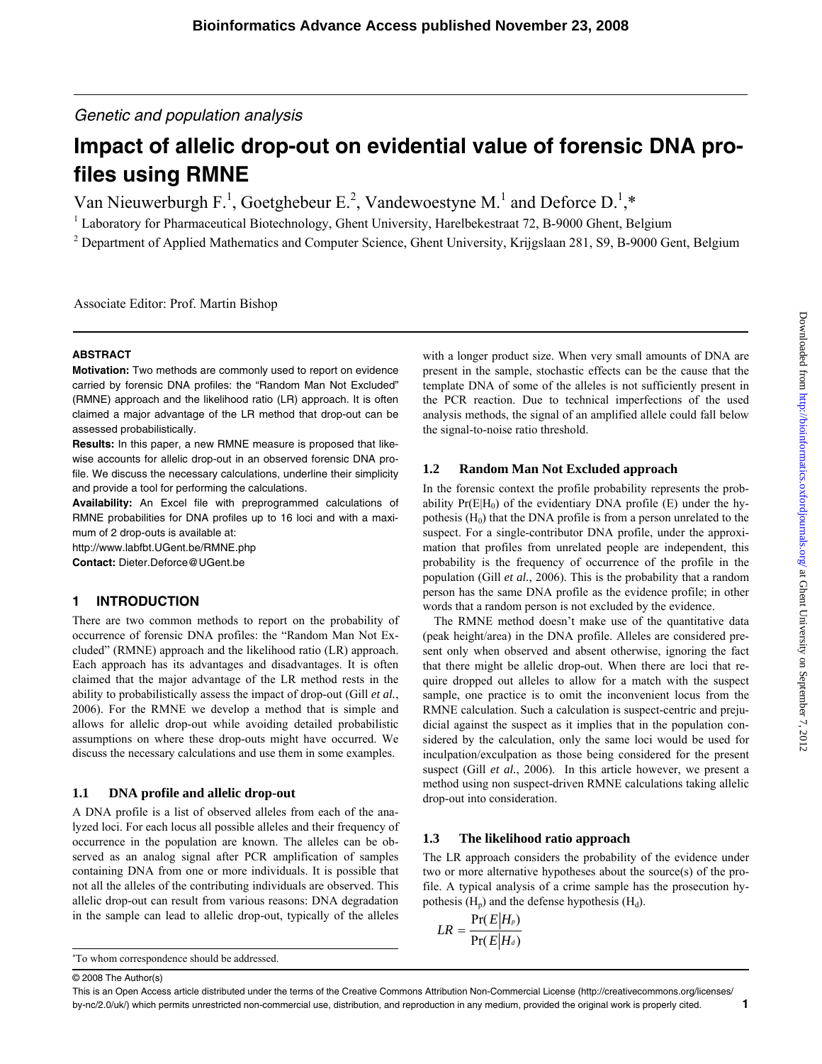Genetic and population analysis

# Impact of allelic drop-out on evidential value of forensic DNA profiles using RMNE

Van Nieuwerburgh F.[1], Goetghebeur E.[2], Vandewoestyne M.[1] and Deforce D.[1],*

[1] Laboratory for Pharmaceutical Biotechnology, Ghent University, Harelbekestraat 72, B-9000 Ghent, Belgium

[2] Department of Applied Mathematics and Computer Science, Ghent University, Krijgslaan 281, S9, B-9000 Gent, Belgium

Associate Editor: Prof. Martin Bishop

## ABSTRACT

**Motivation:** Two methods are commonly used to report on evidence carried by forensic DNA profiles: the "Random Man Not Excluded" (RMNE) approach and the likelihood ratio (LR) approach. It is often claimed a major advantage of the LR method that drop-out can be assessed probabilistically.

**Results:** In this paper, a new RMNE measure is proposed that likewise accounts for allelic drop-out in an observed forensic DNA profile. We discuss the necessary calculations, underline their simplicity and provide a tool for performing the calculations.

**Availability:** An Excel file with preprogrammed calculations of RMNE probabilities for DNA profiles up to 16 loci and with a maximum of 2 drop-outs is available at:

http://www.labfbt.UGent.be/RMNE.php

**Contact:** Dieter.Deforce@UGent.be

## 1 INTRODUCTION

There are two common methods to report on the probability of occurrence of forensic DNA profiles: the "Random Man Not Excluded" (RMNE) approach and the likelihood ratio (LR) approach. Each approach has its advantages and disadvantages. It is often claimed that the major advantage of the LR method rests in the ability to probabilistically assess the impact of drop-out (Gill *et al.*, 2006). For the RMNE we develop a method that is simple and allows for allelic drop-out while avoiding detailed probabilistic assumptions on where these drop-outs might have occurred. We discuss the necessary calculations and use them in some examples.

### 1.1 DNA profile and allelic drop-out

A DNA profile is a list of observed alleles from each of the analyzed loci. For each locus all possible alleles and their frequency of occurrence in the population are known. The alleles can be observed as an analog signal after PCR amplification of samples containing DNA from one or more individuals. It is possible that not all the alleles of the contributing individuals are observed. This allelic drop-out can result from various reasons: DNA degradation in the sample can lead to allelic drop-out, typically of the alleles with a longer product size. When very small amounts of DNA are present in the sample, stochastic effects can be the cause that the template DNA of some of the alleles is not sufficiently present in the PCR reaction. Due to technical imperfections of the used analysis methods, the signal of an amplified allele could fall below the signal-to-noise ratio threshold.

### 1.2 Random Man Not Excluded approach

In the forensic context the profile probability represents the probability $\Pr(E|H_0)$ of the evidentiary DNA profile (E) under the hypothesis ($H_0$) that the DNA profile is from a person unrelated to the suspect. For a single-contributor DNA profile, under the approximation that profiles from unrelated people are independent, this probability is the frequency of occurrence of the profile in the population (Gill *et al.*, 2006). This is the probability that a random person has the same DNA profile as the evidence profile; in other words that a random person is not excluded by the evidence.

The RMNE method doesn't make use of the quantitative data (peak height/area) in the DNA profile. Alleles are considered present only when observed and absent otherwise, ignoring the fact that there might be allelic drop-out. When there are loci that require dropped out alleles to allow for a match with the suspect sample, one practice is to omit the inconvenient locus from the RMNE calculation. Such a calculation is suspect-centric and prejudicial against the suspect as it implies that in the population considered by the calculation, only the same loci would be used for inculpation/exculpation as those being considered for the present suspect (Gill *et al.*, 2006). In this article however, we present a method using non suspect-driven RMNE calculations taking allelic drop-out into consideration.

### 1.3 The likelihood ratio approach

The LR approach considers the probability of the evidence under two or more alternative hypotheses about the source(s) of the profile. A typical analysis of a crime sample has the prosecution hypothesis ($H_p$) and the defense hypothesis ($H_d$).

$$LR = \frac{\Pr(E|H_p)}{\Pr(E|H_d)}$$

*To whom correspondence should be addressed.

© 2008 The Author(s)

This is an Open Access article distributed under the terms of the Creative Commons Attribution Non-Commercial License (http://creativecommons.org/licenses/by-nc/2.0/uk/) which permits unrestricted non-commercial use, distribution, and reproduction in any medium, provided the original work is properly cited.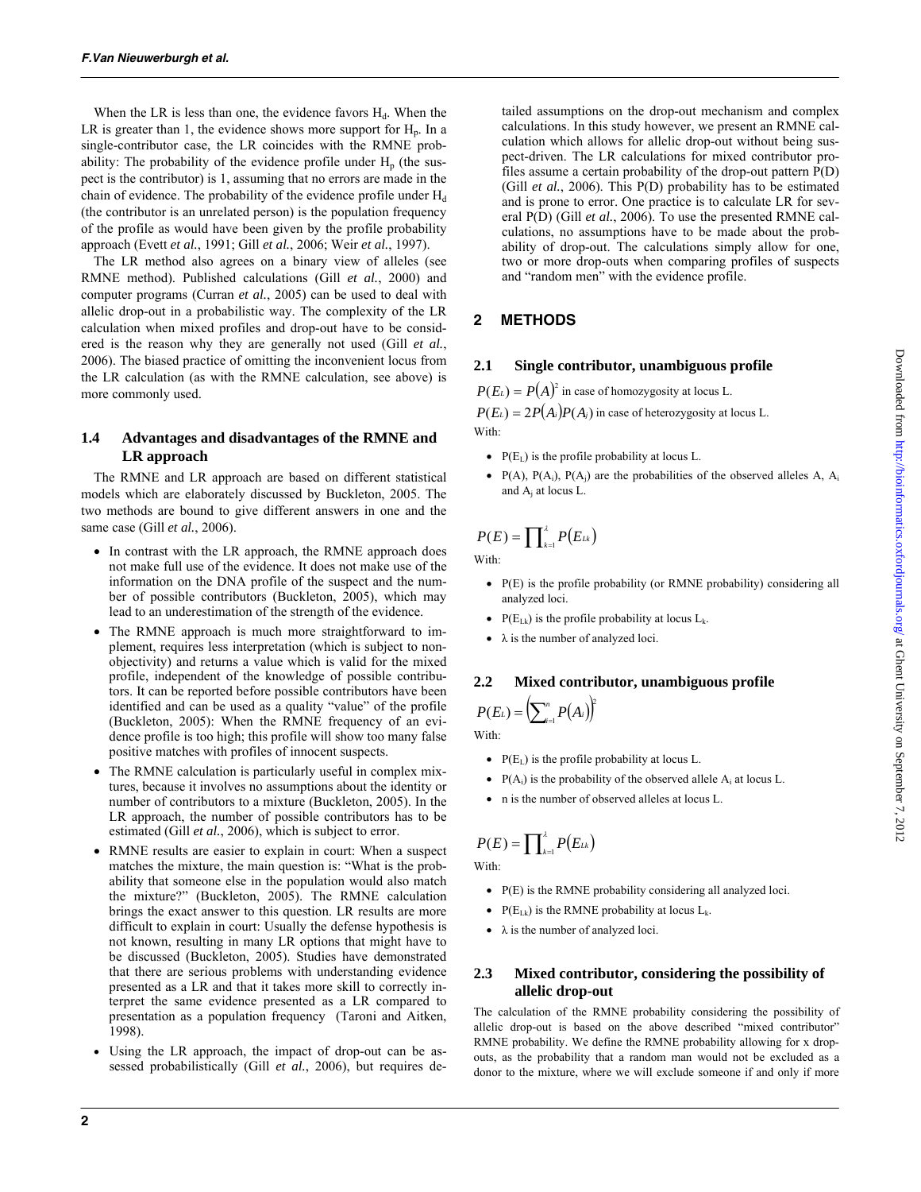When the LR is less than one, the evidence favors $H_d$. When the LR is greater than 1, the evidence shows more support for $H_p$. In a single-contributor case, the LR coincides with the RMNE probability: The probability of the evidence profile under $H_p$ (the suspect is the contributor) is 1, assuming that no errors are made in the chain of evidence. The probability of the evidence profile under $H_d$ (the contributor is an unrelated person) is the population frequency of the profile as would have been given by the profile probability approach (Evett *et al.*, 1991; Gill *et al.*, 2006; Weir *et al.*, 1997).

The LR method also agrees on a binary view of alleles (see RMNE method). Published calculations (Gill *et al.*, 2000) and computer programs (Curran *et al.*, 2005) can be used to deal with allelic drop-out in a probabilistic way. The complexity of the LR calculation when mixed profiles and drop-out have to be considered is the reason why they are generally not used (Gill *et al.*, 2006). The biased practice of omitting the inconvenient locus from the LR calculation (as with the RMNE calculation, see above) is more commonly used.

### 1.4 Advantages and disadvantages of the RMNE and LR approach

The RMNE and LR approach are based on different statistical models which are elaborately discussed by Buckleton, 2005. The two methods are bound to give different answers in one and the same case (Gill *et al.*, 2006).

- In contrast with the LR approach, the RMNE approach does not make full use of the evidence. It does not make use of the information on the DNA profile of the suspect and the number of possible contributors (Buckleton, 2005), which may lead to an underestimation of the strength of the evidence.
- The RMNE approach is much more straightforward to implement, requires less interpretation (which is subject to non-objectivity) and returns a value which is valid for the mixed profile, independent of the knowledge of possible contributors. It can be reported before possible contributors have been identified and can be used as a quality "value" of the profile (Buckleton, 2005): When the RMNE frequency of an evidence profile is too high; this profile will show too many false positive matches with profiles of innocent suspects.
- The RMNE calculation is particularly useful in complex mixtures, because it involves no assumptions about the identity or number of contributors to a mixture (Buckleton, 2005). In the LR approach, the number of possible contributors has to be estimated (Gill *et al.*, 2006), which is subject to error.
- RMNE results are easier to explain in court: When a suspect matches the mixture, the main question is: "What is the probability that someone else in the population would also match the mixture?" (Buckleton, 2005). The RMNE calculation brings the exact answer to this question. LR results are more difficult to explain in court: Usually the defense hypothesis is not known, resulting in many LR options that might have to be discussed (Buckleton, 2005). Studies have demonstrated that there are serious problems with understanding evidence presented as a LR and that it takes more skill to correctly interpret the same evidence presented as a LR compared to presentation as a population frequency (Taroni and Aitken, 1998).
- Using the LR approach, the impact of drop-out can be assessed probabilistically (Gill *et al.*, 2006), but requires detailed assumptions on the drop-out mechanism and complex calculations. In this study however, we present an RMNE calculation which allows for allelic drop-out without being suspect-driven. The LR calculations for mixed contributor profiles assume a certain probability of the drop-out pattern P(D) (Gill *et al.*, 2006). This P(D) probability has to be estimated and is prone to error. One practice is to calculate LR for several P(D) (Gill *et al.*, 2006). To use the presented RMNE calculations, no assumptions have to be made about the probability of drop-out. The calculations simply allow for one, two or more drop-outs when comparing profiles of suspects and "random men" with the evidence profile.

## 2 METHODS

### 2.1 Single contributor, unambiguous profile

$P(E_L) = P(A)^2$ in case of homozygosity at locus L.

$P(E_L) = 2P(A_i)P(A_j)$ in case of heterozygosity at locus L.

With:

- $P(E_L)$ is the profile probability at locus L.
- $P(A)$, $P(A_i)$, $P(A_j)$ are the probabilities of the observed alleles A, $A_i$ and $A_j$ at locus L.

$$P(E) = \prod_{k=1}^{\lambda} P(E_{Lk})$$

With:

- $P(E)$ is the profile probability (or RMNE probability) considering all analyzed loci.
- $P(E_{Lk})$ is the profile probability at locus $L_k$.
- $\lambda$ is the number of analyzed loci.

### 2.2 Mixed contributor, unambiguous profile

$$P(E_L) = \left(\sum_{i=1}^{n} P(A_i)\right)^2$$

With:

- $P(E_L)$ is the profile probability at locus L.
- $P(A_i)$ is the probability of the observed allele $A_i$ at locus L.
- n is the number of observed alleles at locus L.

$$P(E) = \prod_{k=1}^{\lambda} P(E_{Lk})$$

With:

- $P(E)$ is the RMNE probability considering all analyzed loci.
- $P(E_{Lk})$ is the RMNE probability at locus $L_k$.
- $\lambda$ is the number of analyzed loci.

### 2.3 Mixed contributor, considering the possibility of allelic drop-out

The calculation of the RMNE probability considering the possibility of allelic drop-out is based on the above described "mixed contributor" RMNE probability. We define the RMNE probability allowing for x drop-outs, as the probability that a random man would not be excluded as a donor to the mixture, where we will exclude someone if and only if more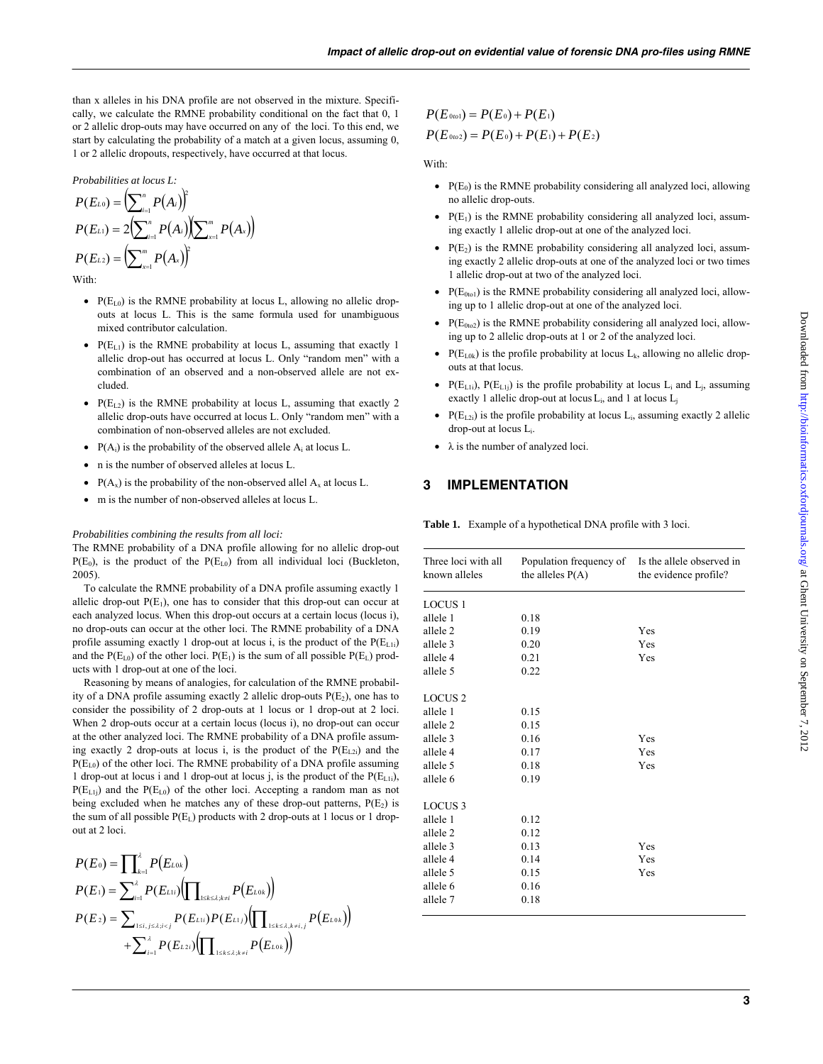than x alleles in his DNA profile are not observed in the mixture. Specifically, we calculate the RMNE probability conditional on the fact that 0, 1 or 2 allelic drop-outs may have occurred on any of the loci. To this end, we start by calculating the probability of a match at a given locus, assuming 0, 1 or 2 allelic dropouts, respectively, have occurred at that locus.

*Probabilities at locus L:*

$$P(E_{L0}) = \left(\sum_{i=1}^{n} P(A_i)\right)^2$$

$$P(E_{L1}) = 2\left(\sum_{i=1}^{n} P(A_i)\right)\left(\sum_{x=1}^{m} P(A_x)\right)$$

$$P(E_{L2}) = \left(\sum_{x=1}^{m} P(A_x)\right)^2$$

With:

- $P(E_{L0})$ is the RMNE probability at locus L, allowing no allelic drop-outs at locus L. This is the same formula used for unambiguous mixed contributor calculation.
- $P(E_{L1})$ is the RMNE probability at locus L, assuming that exactly 1 allelic drop-out has occurred at locus L. Only "random men" with a combination of an observed and a non-observed allele are not excluded.
- $P(E_{L2})$ is the RMNE probability at locus L, assuming that exactly 2 allelic drop-outs have occurred at locus L. Only "random men" with a combination of non-observed alleles are not excluded.
- $P(A_i)$ is the probability of the observed allele $A_i$ at locus L.
- n is the number of observed alleles at locus L.
- $P(A_x)$ is the probability of the non-observed allel $A_x$ at locus L.
- m is the number of non-observed alleles at locus L.

*Probabilities combining the results from all loci:*

The RMNE probability of a DNA profile allowing for no allelic drop-out $P(E_0)$, is the product of the $P(E_{L0})$ from all individual loci (Buckleton, 2005).

To calculate the RMNE probability of a DNA profile assuming exactly 1 allelic drop-out $P(E_1)$, one has to consider that this drop-out can occur at each analyzed locus. When this drop-out occurs at a certain locus (locus i), no drop-outs can occur at the other loci. The RMNE probability of a DNA profile assuming exactly 1 drop-out at locus i, is the product of the $P(E_{L1i})$ and the $P(E_{L0})$ of the other loci. $P(E_1)$ is the sum of all possible $P(E_L)$ products with 1 drop-out at one of the loci.

Reasoning by means of analogies, for calculation of the RMNE probability of a DNA profile assuming exactly 2 allelic drop-outs $P(E_2)$, one has to consider the possibility of 2 drop-outs at 1 locus or 1 drop-out at 2 loci. When 2 drop-outs occur at a certain locus (locus i), no drop-out can occur at the other analyzed loci. The RMNE probability of a DNA profile assuming exactly 2 drop-outs at locus i, is the product of the $P(E_{L2i})$ and the $P(E_{L0})$ of the other loci. The RMNE probability of a DNA profile assuming 1 drop-out at locus i and 1 drop-out at locus j, is the product of the $P(E_{L1i})$, $P(E_{L1j})$ and the $P(E_{L0})$ of the other loci. Accepting a random man as not being excluded when he matches any of these drop-out patterns, $P(E_2)$ is the sum of all possible $P(E_L)$ products with 2 drop-outs at 1 locus or 1 drop-out at 2 loci.

$$P(E_0) = \prod_{k=1}^{\lambda} P(E_{L0k})$$

$$P(E_1) = \sum_{i=1}^{\lambda} P(E_{L1i})\left(\prod_{1\le k\le\lambda;k\ne i} P(E_{L0k})\right)$$

$$P(E_2) = \sum_{1\le i,j\le\lambda;i<j} P(E_{L1i})P(E_{L1j})\left(\prod_{1\le k\le\lambda,k\ne i,j} P(E_{L0k})\right) + \sum_{i=1}^{\lambda} P(E_{L2i})\left(\prod_{1\le k\le\lambda;k\ne i} P(E_{L0k})\right)$$

$$P(E_{0to1}) = P(E_0) + P(E_1)$$

$$P(E_{0to2}) = P(E_0) + P(E_1) + P(E_2)$$

With:

- $P(E_0)$ is the RMNE probability considering all analyzed loci, allowing no allelic drop-outs.
- $P(E_1)$ is the RMNE probability considering all analyzed loci, assuming exactly 1 allelic drop-out at one of the analyzed loci.
- $P(E_2)$ is the RMNE probability considering all analyzed loci, assuming exactly 2 allelic drop-outs at one of the analyzed loci or two times 1 allelic drop-out at two of the analyzed loci.
- $P(E_{0to1})$ is the RMNE probability considering all analyzed loci, allowing up to 1 allelic drop-out at one of the analyzed loci.
- $P(E_{0to2})$ is the RMNE probability considering all analyzed loci, allowing up to 2 allelic drop-outs at 1 or 2 of the analyzed loci.
- $P(E_{L0k})$ is the profile probability at locus $L_k$, allowing no allelic drop-outs at that locus.
- $P(E_{L1i})$, $P(E_{L1j})$ is the profile probability at locus $L_i$ and $L_j$, assuming exactly 1 allelic drop-out at locus $L_i$, and 1 at locus $L_j$
- $P(E_{L2i})$ is the profile probability at locus $L_i$, assuming exactly 2 allelic drop-out at locus $L_i$.
- λ is the number of analyzed loci.

## 3 IMPLEMENTATION

**Table 1.** Example of a hypothetical DNA profile with 3 loci.

| Three loci with all known alleles | Population frequency of the alleles P(A) | Is the allele observed in the evidence profile? |
|---|---|---|
| LOCUS 1 | | |
| allele 1 | 0.18 | |
| allele 2 | 0.19 | Yes |
| allele 3 | 0.20 | Yes |
| allele 4 | 0.21 | Yes |
| allele 5 | 0.22 | |
| LOCUS 2 | | |
| allele 1 | 0.15 | |
| allele 2 | 0.15 | |
| allele 3 | 0.16 | Yes |
| allele 4 | 0.17 | Yes |
| allele 5 | 0.18 | Yes |
| allele 6 | 0.19 | |
| LOCUS 3 | | |
| allele 1 | 0.12 | |
| allele 2 | 0.12 | |
| allele 3 | 0.13 | Yes |
| allele 4 | 0.14 | Yes |
| allele 5 | 0.15 | Yes |
| allele 6 | 0.16 | |
| allele 7 | 0.18 | |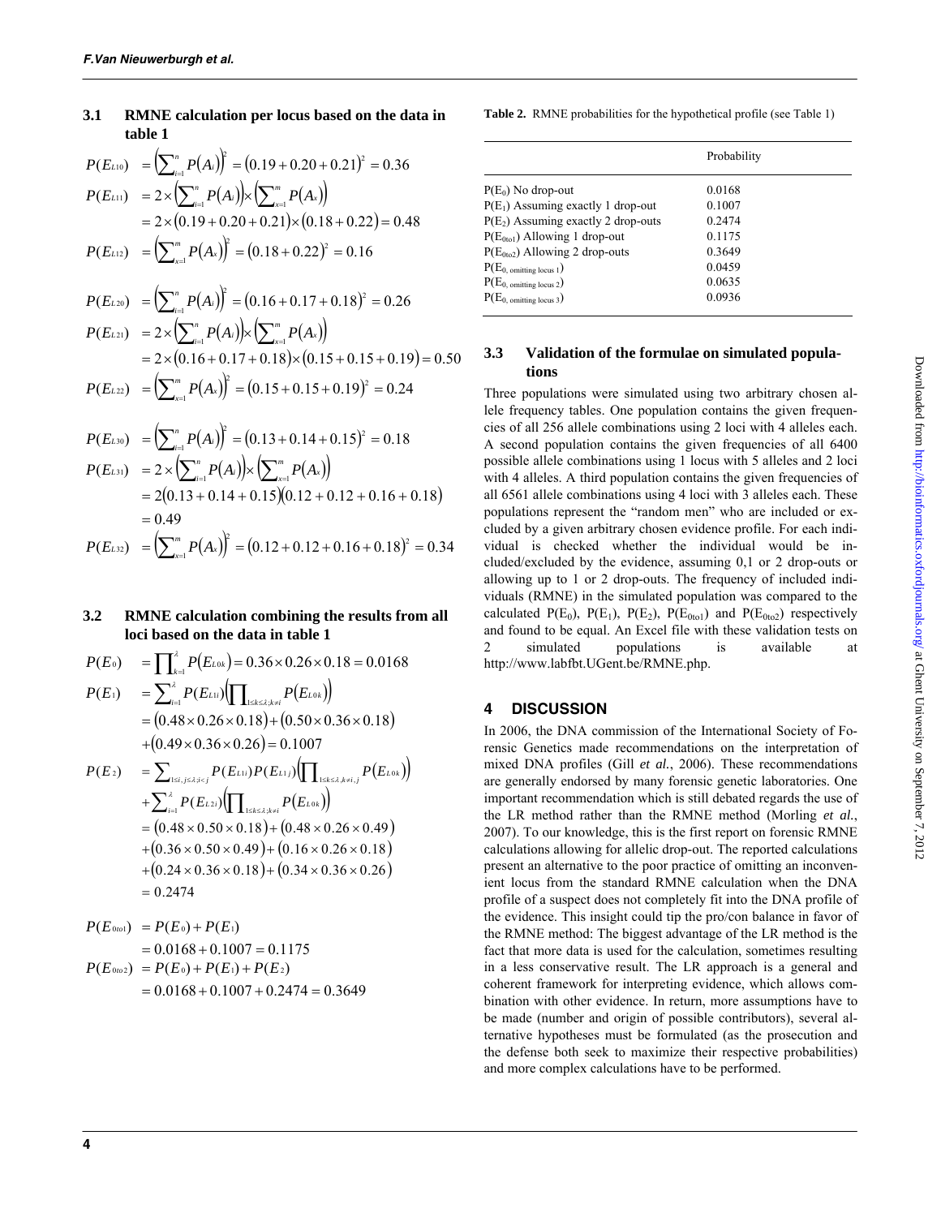### 3.1 RMNE calculation per locus based on the data in table 1

$$P(E_{L10}) = \left(\sum_{i=1}^{n} P(A_i)\right)^2 = (0.19 + 0.20 + 0.21)^2 = 0.36$$

$$P(E_{L11}) = 2 \times \left(\sum_{i=1}^{n} P(A_i)\right) \times \left(\sum_{x=1}^{m} P(A_x)\right) = 2 \times (0.19 + 0.20 + 0.21) \times (0.18 + 0.22) = 0.48$$

$$P(E_{L12}) = \left(\sum_{x=1}^{m} P(A_x)\right)^2 = (0.18 + 0.22)^2 = 0.16$$

$$P(E_{L20}) = \left(\sum_{i=1}^{n} P(A_i)\right)^2 = (0.16 + 0.17 + 0.18)^2 = 0.26$$

$$P(E_{L21}) = 2 \times \left(\sum_{i=1}^{n} P(A_i)\right) \times \left(\sum_{x=1}^{m} P(A_x)\right) = 2 \times (0.16 + 0.17 + 0.18) \times (0.15 + 0.15 + 0.19) = 0.50$$

$$P(E_{L22}) = \left(\sum_{x=1}^{m} P(A_x)\right)^2 = (0.15 + 0.15 + 0.19)^2 = 0.24$$

$$P(E_{L30}) = \left(\sum_{i=1}^{n} P(A_i)\right)^2 = (0.13 + 0.14 + 0.15)^2 = 0.18$$

$$P(E_{L31}) = 2 \times \left(\sum_{i=1}^{n} P(A_i)\right) \times \left(\sum_{x=1}^{m} P(A_x)\right) = 2(0.13 + 0.14 + 0.15)(0.12 + 0.12 + 0.16 + 0.18) = 0.49$$

$$P(E_{L32}) = \left(\sum_{x=1}^{m} P(A_x)\right)^2 = (0.12 + 0.12 + 0.16 + 0.18)^2 = 0.34$$

### 3.2 RMNE calculation combining the results from all loci based on the data in table 1

$$P(E_0) = \prod_{k=1}^{\lambda} P(E_{L0k}) = 0.36 \times 0.26 \times 0.18 = 0.0168$$

$$P(E_1) = \sum_{i=1}^{\lambda} P(E_{L1i}) \left(\prod_{1 \le k \le \lambda; k \ne i} P(E_{L0k})\right) = (0.48 \times 0.26 \times 0.18) + (0.50 \times 0.36 \times 0.18) + (0.49 \times 0.36 \times 0.26) = 0.1007$$

$$\begin{aligned} P(E_2) &= \sum_{1 \le i, j \le \lambda; i < j} P(E_{L1i}) P(E_{L1j}) \left(\prod_{1 \le k \le \lambda, k \ne i, j} P(E_{L0k})\right) + \sum_{i=1}^{\lambda} P(E_{L2i}) \left(\prod_{1 \le k \le \lambda; k \ne i} P(E_{L0k})\right) \\ &= (0.48 \times 0.50 \times 0.18) + (0.48 \times 0.26 \times 0.49) + (0.36 \times 0.50 \times 0.49) + (0.16 \times 0.26 \times 0.18) \\ &\quad + (0.24 \times 0.36 \times 0.18) + (0.34 \times 0.36 \times 0.26) \\ &= 0.2474 \end{aligned}$$

$$P(E_{0to1}) = P(E_0) + P(E_1) = 0.0168 + 0.1007 = 0.1175$$

$$P(E_{0to2}) = P(E_0) + P(E_1) + P(E_2) = 0.0168 + 0.1007 + 0.2474 = 0.3649$$

**Table 2.** RMNE probabilities for the hypothetical profile (see Table 1)

| | Probability |
|---|---|
| $P(E_0)$ No drop-out | 0.0168 |
| $P(E_1)$ Assuming exactly 1 drop-out | 0.1007 |
| $P(E_2)$ Assuming exactly 2 drop-outs | 0.2474 |
| $P(E_{0to1})$ Allowing 1 drop-out | 0.1175 |
| $P(E_{0to2})$ Allowing 2 drop-outs | 0.3649 |
| $P(E_{0,\text{ omitting locus 1}})$ | 0.0459 |
| $P(E_{0,\text{ omitting locus 2}})$ | 0.0635 |
| $P(E_{0,\text{ omitting locus 3}})$ | 0.0936 |

### 3.3 Validation of the formulae on simulated populations

Three populations were simulated using two arbitrary chosen allele frequency tables. One population contains the given frequencies of all 256 allele combinations using 2 loci with 4 alleles each. A second population contains the given frequencies of all 6400 possible allele combinations using 1 locus with 5 alleles and 2 loci with 4 alleles. A third population contains the given frequencies of all 6561 allele combinations using 4 loci with 3 alleles each. These populations represent the "random men" who are included or excluded by a given arbitrary chosen evidence profile. For each individual is checked whether the individual would be included/excluded by the evidence, assuming 0,1 or 2 drop-outs or allowing up to 1 or 2 drop-outs. The frequency of included individuals (RMNE) in the simulated population was compared to the calculated $P(E_0)$, $P(E_1)$, $P(E_2)$, $P(E_{0to1})$ and $P(E_{0to2})$ respectively and found to be equal. An Excel file with these validation tests on 2 simulated populations is available at http://www.labfbt.UGent.be/RMNE.php.

## 4 DISCUSSION

In 2006, the DNA commission of the International Society of Forensic Genetics made recommendations on the interpretation of mixed DNA profiles (Gill *et al.*, 2006). These recommendations are generally endorsed by many forensic genetic laboratories. One important recommendation which is still debated regards the use of the LR method rather than the RMNE method (Morling *et al.*, 2007). To our knowledge, this is the first report on forensic RMNE calculations allowing for allelic drop-out. The reported calculations present an alternative to the poor practice of omitting an inconvenient locus from the standard RMNE calculation when the DNA profile of a suspect does not completely fit into the DNA profile of the evidence. This insight could tip the pro/con balance in favor of the RMNE method: The biggest advantage of the LR method is the fact that more data is used for the calculation, sometimes resulting in a less conservative result. The LR approach is a general and coherent framework for interpreting evidence, which allows combination with other evidence. In return, more assumptions have to be made (number and origin of possible contributors), several alternative hypotheses must be formulated (as the prosecution and the defense both seek to maximize their respective probabilities) and more complex calculations have to be performed.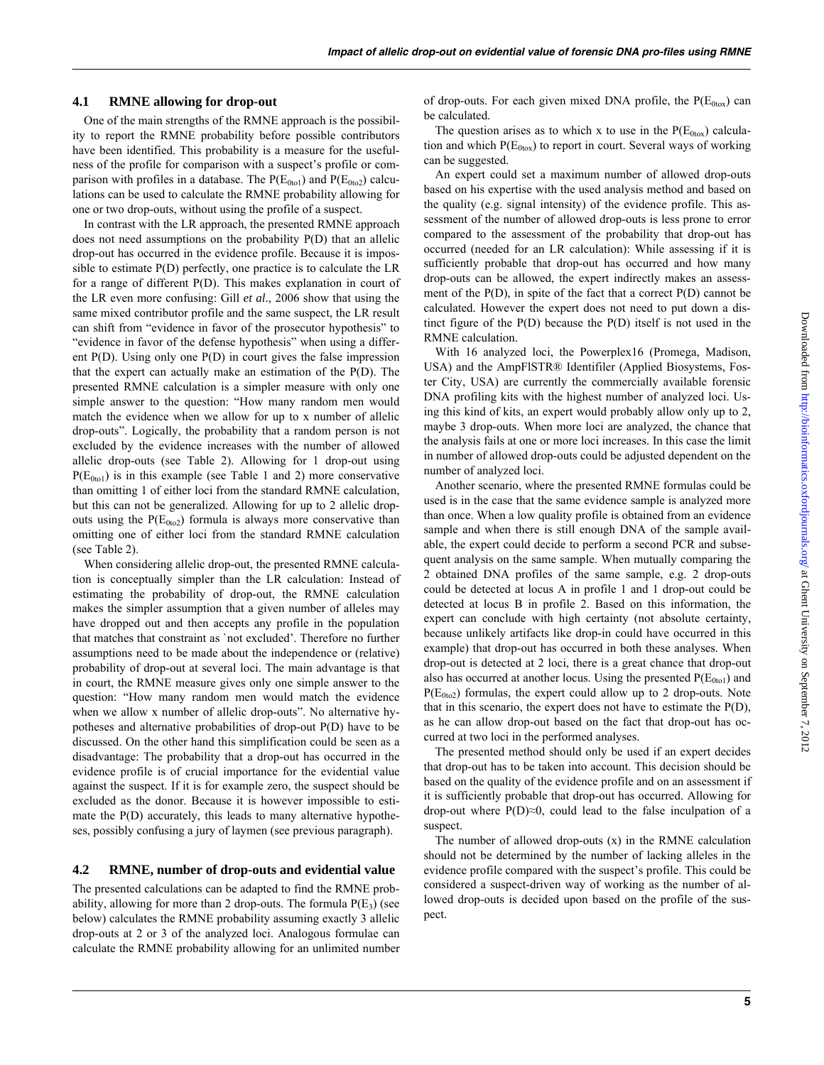### 4.1 RMNE allowing for drop-out

One of the main strengths of the RMNE approach is the possibility to report the RMNE probability before possible contributors have been identified. This probability is a measure for the usefulness of the profile for comparison with a suspect's profile or comparison with profiles in a database. The $P(E_{0to1})$ and $P(E_{0to2})$ calculations can be used to calculate the RMNE probability allowing for one or two drop-outs, without using the profile of a suspect.

In contrast with the LR approach, the presented RMNE approach does not need assumptions on the probability P(D) that an allelic drop-out has occurred in the evidence profile. Because it is impossible to estimate P(D) perfectly, one practice is to calculate the LR for a range of different P(D). This makes explanation in court of the LR even more confusing: Gill *et al.*, 2006 show that using the same mixed contributor profile and the same suspect, the LR result can shift from "evidence in favor of the prosecutor hypothesis" to "evidence in favor of the defense hypothesis" when using a different P(D). Using only one P(D) in court gives the false impression that the expert can actually make an estimation of the P(D). The presented RMNE calculation is a simpler measure with only one simple answer to the question: "How many random men would match the evidence when we allow for up to x number of allelic drop-outs". Logically, the probability that a random person is not excluded by the evidence increases with the number of allowed allelic drop-outs (see Table 2). Allowing for 1 drop-out using $P(E_{0to1})$ is in this example (see Table 1 and 2) more conservative than omitting 1 of either loci from the standard RMNE calculation, but this can not be generalized. Allowing for up to 2 allelic drop-outs using the $P(E_{0to2})$ formula is always more conservative than omitting one of either loci from the standard RMNE calculation (see Table 2).

When considering allelic drop-out, the presented RMNE calculation is conceptually simpler than the LR calculation: Instead of estimating the probability of drop-out, the RMNE calculation makes the simpler assumption that a given number of alleles may have dropped out and then accepts any profile in the population that matches that constraint as `not excluded'. Therefore no further assumptions need to be made about the independence or (relative) probability of drop-out at several loci. The main advantage is that in court, the RMNE measure gives only one simple answer to the question: "How many random men would match the evidence when we allow x number of allelic drop-outs". No alternative hypotheses and alternative probabilities of drop-out P(D) have to be discussed. On the other hand this simplification could be seen as a disadvantage: The probability that a drop-out has occurred in the evidence profile is of crucial importance for the evidential value against the suspect. If it is for example zero, the suspect should be excluded as the donor. Because it is however impossible to estimate the P(D) accurately, this leads to many alternative hypotheses, possibly confusing a jury of laymen (see previous paragraph).

### 4.2 RMNE, number of drop-outs and evidential value

The presented calculations can be adapted to find the RMNE probability, allowing for more than 2 drop-outs. The formula $P(E_3)$ (see below) calculates the RMNE probability assuming exactly 3 allelic drop-outs at 2 or 3 of the analyzed loci. Analogous formulae can calculate the RMNE probability allowing for an unlimited number of drop-outs. For each given mixed DNA profile, the $P(E_{0tox})$ can be calculated.

The question arises as to which x to use in the $P(E_{0tox})$ calculation and which $P(E_{0tox})$ to report in court. Several ways of working can be suggested.

An expert could set a maximum number of allowed drop-outs based on his expertise with the used analysis method and based on the quality (e.g. signal intensity) of the evidence profile. This assessment of the number of allowed drop-outs is less prone to error compared to the assessment of the probability that drop-out has occurred (needed for an LR calculation): While assessing if it is sufficiently probable that drop-out has occurred and how many drop-outs can be allowed, the expert indirectly makes an assessment of the P(D), in spite of the fact that a correct P(D) cannot be calculated. However the expert does not need to put down a distinct figure of the P(D) because the P(D) itself is not used in the RMNE calculation.

With 16 analyzed loci, the Powerplex16 (Promega, Madison, USA) and the AmpFlSTR® Identifiler (Applied Biosystems, Foster City, USA) are currently the commercially available forensic DNA profiling kits with the highest number of analyzed loci. Using this kind of kits, an expert would probably allow only up to 2, maybe 3 drop-outs. When more loci are analyzed, the chance that the analysis fails at one or more loci increases. In this case the limit in number of allowed drop-outs could be adjusted dependent on the number of analyzed loci.

Another scenario, where the presented RMNE formulas could be used is in the case that the same evidence sample is analyzed more than once. When a low quality profile is obtained from an evidence sample and when there is still enough DNA of the sample available, the expert could decide to perform a second PCR and subsequent analysis on the same sample. When mutually comparing the 2 obtained DNA profiles of the same sample, e.g. 2 drop-outs could be detected at locus A in profile 1 and 1 drop-out could be detected at locus B in profile 2. Based on this information, the expert can conclude with high certainty (not absolute certainty, because unlikely artifacts like drop-in could have occurred in this example) that drop-out has occurred in both these analyses. When drop-out is detected at 2 loci, there is a great chance that drop-out also has occurred at another locus. Using the presented $P(E_{0to1})$ and $P(E_{0to2})$ formulas, the expert could allow up to 2 drop-outs. Note that in this scenario, the expert does not have to estimate the P(D), as he can allow drop-out based on the fact that drop-out has occurred at two loci in the performed analyses.

The presented method should only be used if an expert decides that drop-out has to be taken into account. This decision should be based on the quality of the evidence profile and on an assessment if it is sufficiently probable that drop-out has occurred. Allowing for drop-out where $P(D)\approx 0$, could lead to the false inculpation of a suspect.

The number of allowed drop-outs (x) in the RMNE calculation should not be determined by the number of lacking alleles in the evidence profile compared with the suspect's profile. This could be considered a suspect-driven way of working as the number of allowed drop-outs is decided upon based on the profile of the suspect.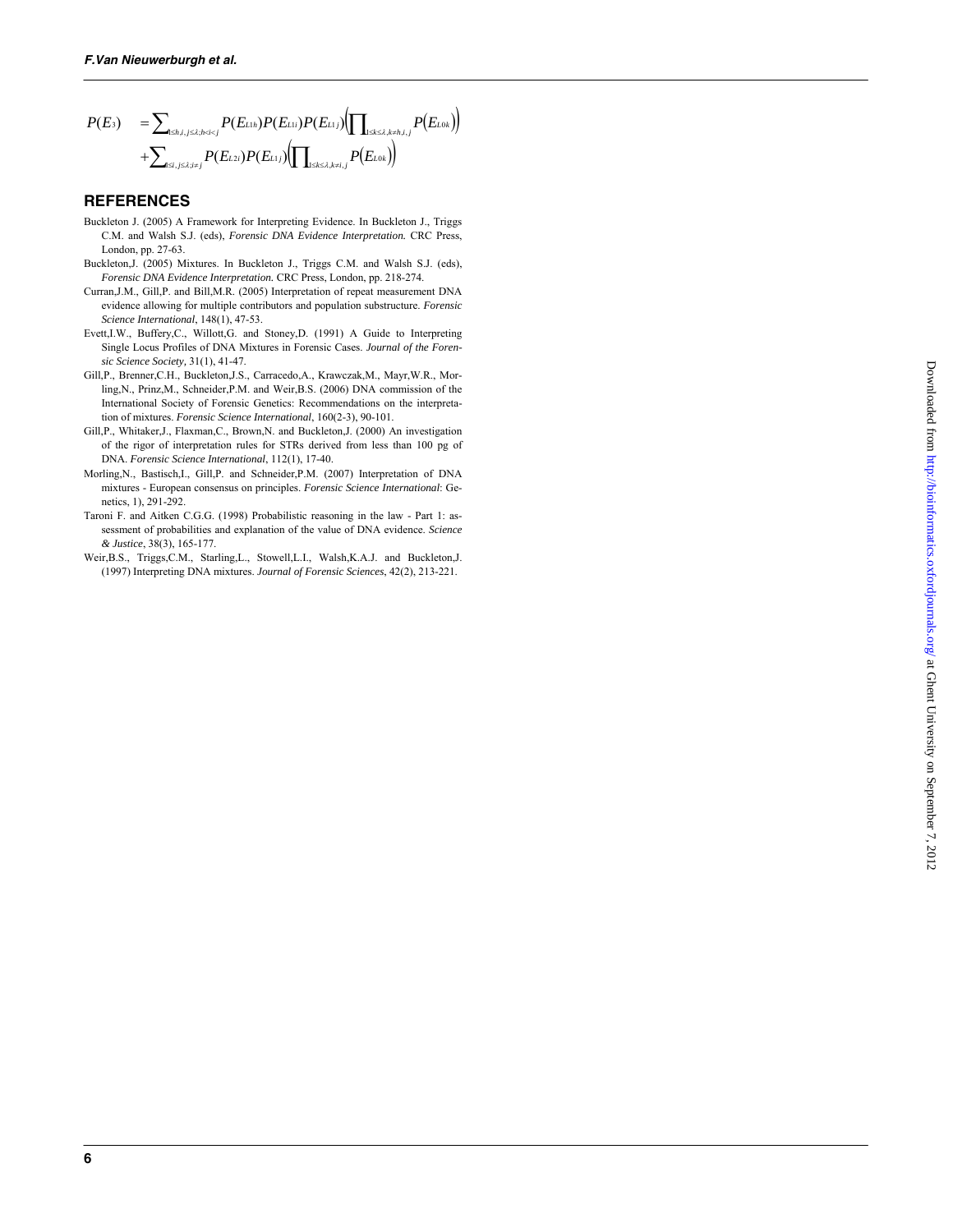$$P(E_3) = \sum_{1\leq h,i,j\leq\lambda;h<i<j} P(E_{L1h})P(E_{L1i})P(E_{L1j})\left(\prod_{1\leq k\leq\lambda,k\neq h,i,j} P(E_{L0k})\right) + \sum_{1\leq i,j\leq\lambda;i\neq j} P(E_{L2i})P(E_{L1j})\left(\prod_{1\leq k\leq\lambda,k\neq i,j} P(E_{L0k})\right)$$

## REFERENCES

Buckleton J. (2005) A Framework for Interpreting Evidence. In Buckleton J., Triggs C.M. and Walsh S.J. (eds), *Forensic DNA Evidence Interpretation.* CRC Press, London, pp. 27-63.

Buckleton,J. (2005) Mixtures. In Buckleton J., Triggs C.M. and Walsh S.J. (eds), *Forensic DNA Evidence Interpretation.* CRC Press, London, pp. 218-274.

Curran,J.M., Gill,P. and Bill,M.R. (2005) Interpretation of repeat measurement DNA evidence allowing for multiple contributors and population substructure. *Forensic Science International*, 148(1), 47-53.

Evett,I.W., Buffery,C., Willott,G. and Stoney,D. (1991) A Guide to Interpreting Single Locus Profiles of DNA Mixtures in Forensic Cases. *Journal of the Forensic Science Society*, 31(1), 41-47.

Gill,P., Brenner,C.H., Buckleton,J.S., Carracedo,A., Krawczak,M., Mayr,W.R., Morling,N., Prinz,M., Schneider,P.M. and Weir,B.S. (2006) DNA commission of the International Society of Forensic Genetics: Recommendations on the interpretation of mixtures. *Forensic Science International*, 160(2-3), 90-101.

Gill,P., Whitaker,J., Flaxman,C., Brown,N. and Buckleton,J. (2000) An investigation of the rigor of interpretation rules for STRs derived from less than 100 pg of DNA. *Forensic Science International*, 112(1), 17-40.

Morling,N., Bastisch,I., Gill,P. and Schneider,P.M. (2007) Interpretation of DNA mixtures - European consensus on principles. *Forensic Science International*: Genetics, 1), 291-292.

Taroni F. and Aitken C.G.G. (1998) Probabilistic reasoning in the law - Part 1: assessment of probabilities and explanation of the value of DNA evidence. *Science & Justice*, 38(3), 165-177.

Weir,B.S., Triggs,C.M., Starling,L., Stowell,L.I., Walsh,K.A.J. and Buckleton,J. (1997) Interpreting DNA mixtures. *Journal of Forensic Sciences*, 42(2), 213-221.